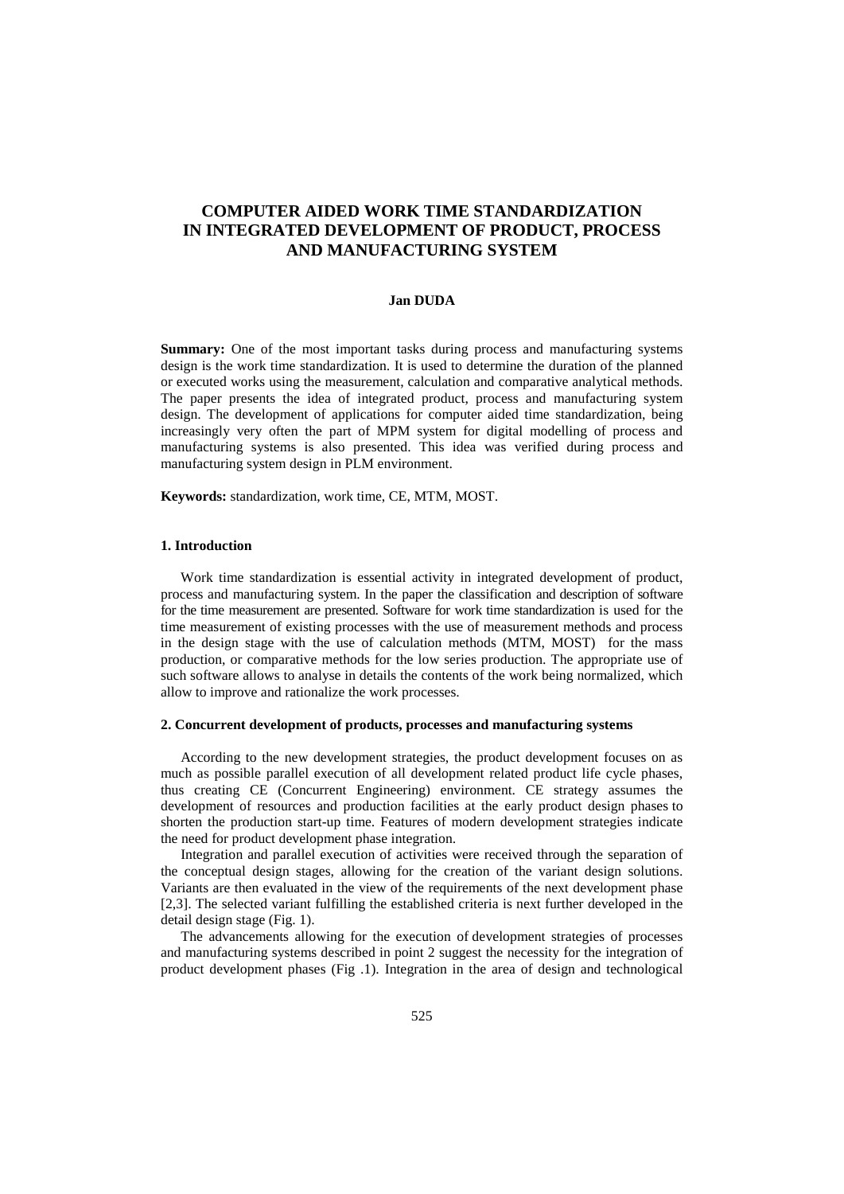# COMPUTER AIDED WORK TIME STANDARDIZATION IN INTEGRATED DEVELOPMENT OF PRODUCT, PROCESS AND MANUFACTURING SYSTEM

**Jan DUDA**

**Summary:** One of the most important tasks during process and manufacturing systems design is the work time standardization. It is used to determine the duration of the planned or executed works using the measurement, calculation and comparative analytical methods. The paper presents the idea of integrated product, process and manufacturing system design. The development of applications for computer aided time standardization, being increasingly very often the part of MPM system for digital modelling of process and manufacturing systems is also presented. This idea was verified during process and manufacturing system design in PLM environment.

**Keywords:** standardization, work time, CE, MTM, MOST.

## 1. Introduction

Work time standardization is essential activity in integrated development of product, process and manufacturing system. In the paper the classification and description of software for the time measurement are presented. Software for work time standardization is used for the time measurement of existing processes with the use of measurement methods and process in the design stage with the use of calculation methods (MTM, MOST) for the mass production, or comparative methods for the low series production. The appropriate use of such software allows to analyse in details the contents of the work being normalized, which allow to improve and rationalize the work processes.

## 2. Concurrent development of products, processes and manufacturing systems

According to the new development strategies, the product development focuses on as much as possible parallel execution of all development related product life cycle phases, thus creating CE (Concurrent Engineering) environment. CE strategy assumes the development of resources and production facilities at the early product design phases to shorten the production start-up time. Features of modern development strategies indicate the need for product development phase integration.

Integration and parallel execution of activities were received through the separation of the conceptual design stages, allowing for the creation of the variant design solutions. Variants are then evaluated in the view of the requirements of the next development phase [2,3]. The selected variant fulfilling the established criteria is next further developed in the detail design stage (Fig. 1).

The advancements allowing for the execution of development strategies of processes and manufacturing systems described in point 2 suggest the necessity for the integration of product development phases (Fig .1). Integration in the area of design and technological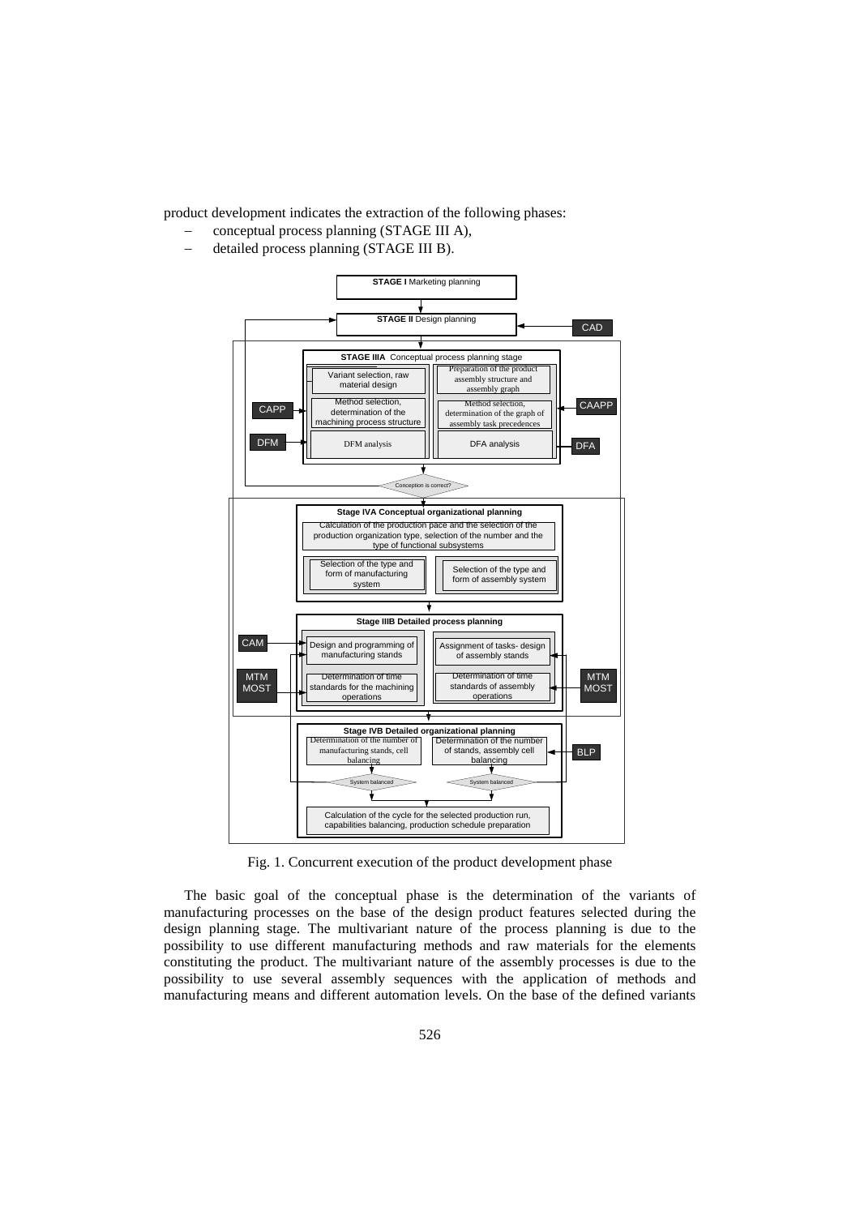product development indicates the extraction of the following phases:

- conceptual process planning (STAGE III A),
- detailed process planning (STAGE III B).

Fig. 1. Concurrent execution of the product development phase

The basic goal of the conceptual phase is the determination of the variants of manufacturing processes on the base of the design product features selected during the design planning stage. The multivariant nature of the process planning is due to the possibility to use different manufacturing methods and raw materials for the elements constituting the product. The multivariant nature of the assembly processes is due to the possibility to use several assembly sequences with the application of methods and manufacturing means and different automation levels. On the base of the defined variants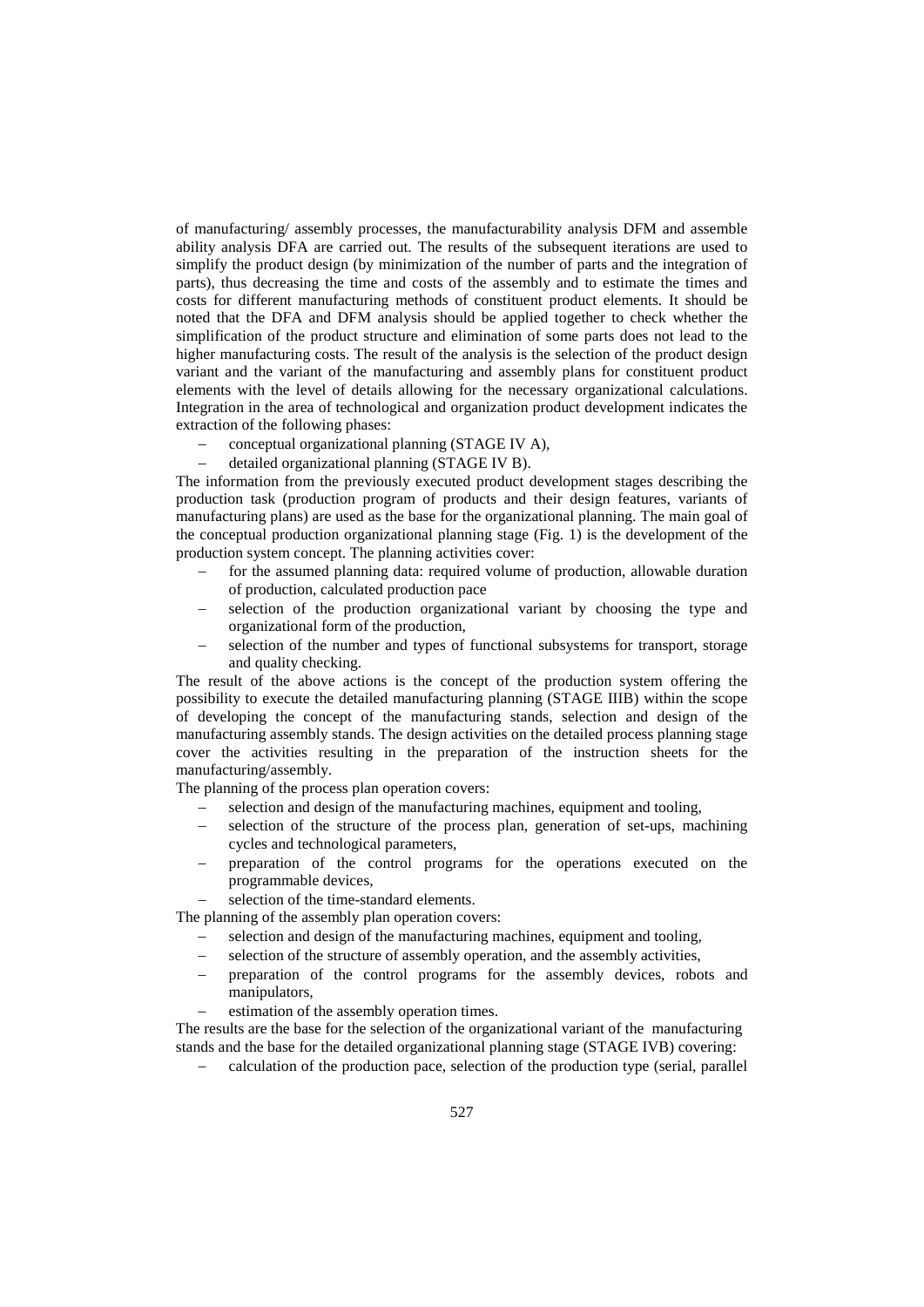of manufacturing/ assembly processes, the manufacturability analysis DFM and assemble ability analysis DFA are carried out. The results of the subsequent iterations are used to simplify the product design (by minimization of the number of parts and the integration of parts), thus decreasing the time and costs of the assembly and to estimate the times and costs for different manufacturing methods of constituent product elements. It should be noted that the DFA and DFM analysis should be applied together to check whether the simplification of the product structure and elimination of some parts does not lead to the higher manufacturing costs. The result of the analysis is the selection of the product design variant and the variant of the manufacturing and assembly plans for constituent product elements with the level of details allowing for the necessary organizational calculations. Integration in the area of technological and organization product development indicates the extraction of the following phases:

- conceptual organizational planning (STAGE IV A),
- detailed organizational planning (STAGE IV B).

The information from the previously executed product development stages describing the production task (production program of products and their design features, variants of manufacturing plans) are used as the base for the organizational planning. The main goal of the conceptual production organizational planning stage (Fig. 1) is the development of the production system concept. The planning activities cover:

- for the assumed planning data: required volume of production, allowable duration of production, calculated production pace
- selection of the production organizational variant by choosing the type and organizational form of the production,
- selection of the number and types of functional subsystems for transport, storage and quality checking.

The result of the above actions is the concept of the production system offering the possibility to execute the detailed manufacturing planning (STAGE IIIB) within the scope of developing the concept of the manufacturing stands, selection and design of the manufacturing assembly stands. The design activities on the detailed process planning stage cover the activities resulting in the preparation of the instruction sheets for the manufacturing/assembly.

The planning of the process plan operation covers:

- selection and design of the manufacturing machines, equipment and tooling,
- selection of the structure of the process plan, generation of set-ups, machining cycles and technological parameters,
- preparation of the control programs for the operations executed on the programmable devices,
- selection of the time-standard elements.

The planning of the assembly plan operation covers:

- selection and design of the manufacturing machines, equipment and tooling,
- selection of the structure of assembly operation, and the assembly activities,
- preparation of the control programs for the assembly devices, robots and manipulators,
- estimation of the assembly operation times.

The results are the base for the selection of the organizational variant of the manufacturing stands and the base for the detailed organizational planning stage (STAGE IVB) covering:

- calculation of the production pace, selection of the production type (serial, parallel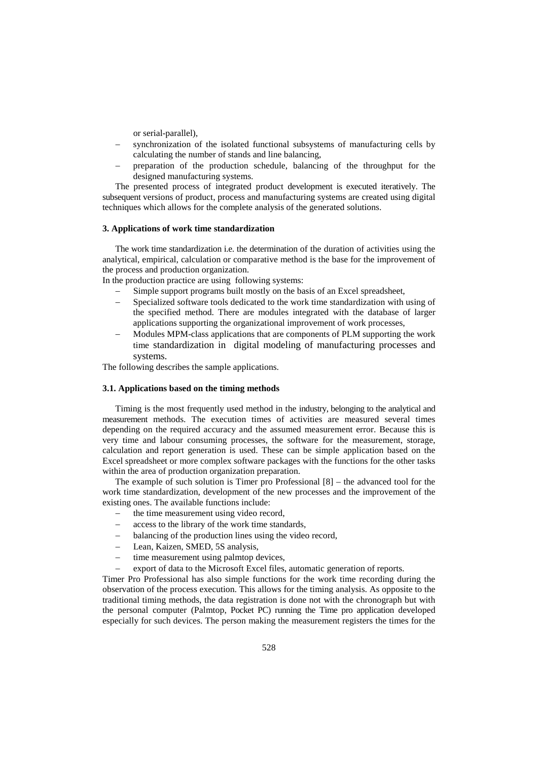or serial-parallel),

- synchronization of the isolated functional subsystems of manufacturing cells by calculating the number of stands and line balancing,
- preparation of the production schedule, balancing of the throughput for the designed manufacturing systems.

The presented process of integrated product development is executed iteratively. The subsequent versions of product, process and manufacturing systems are created using digital techniques which allows for the complete analysis of the generated solutions.

### 3. Applications of work time standardization

The work time standardization i.e. the determination of the duration of activities using the analytical, empirical, calculation or comparative method is the base for the improvement of the process and production organization.

In the production practice are using following systems:

- Simple support programs built mostly on the basis of an Excel spreadsheet,
- Specialized software tools dedicated to the work time standardization with using of the specified method. There are modules integrated with the database of larger applications supporting the organizational improvement of work processes,
- Modules MPM-class applications that are components of PLM supporting the work time standardization in digital modeling of manufacturing processes and systems.

The following describes the sample applications.

#### 3.1. Applications based on the timing methods

Timing is the most frequently used method in the industry, belonging to the analytical and measurement methods. The execution times of activities are measured several times depending on the required accuracy and the assumed measurement error. Because this is very time and labour consuming processes, the software for the measurement, storage, calculation and report generation is used. These can be simple application based on the Excel spreadsheet or more complex software packages with the functions for the other tasks within the area of production organization preparation.

The example of such solution is Timer pro Professional [8] – the advanced tool for the work time standardization, development of the new processes and the improvement of the existing ones. The available functions include:

- the time measurement using video record,
- access to the library of the work time standards,
- balancing of the production lines using the video record,
- Lean, Kaizen, SMED, 5S analysis,
- time measurement using palmtop devices,
- export of data to the Microsoft Excel files, automatic generation of reports.

Timer Pro Professional has also simple functions for the work time recording during the observation of the process execution. This allows for the timing analysis. As opposite to the traditional timing methods, the data registration is done not with the chronograph but with the personal computer (Palmtop, Pocket PC) running the Time pro application developed especially for such devices. The person making the measurement registers the times for the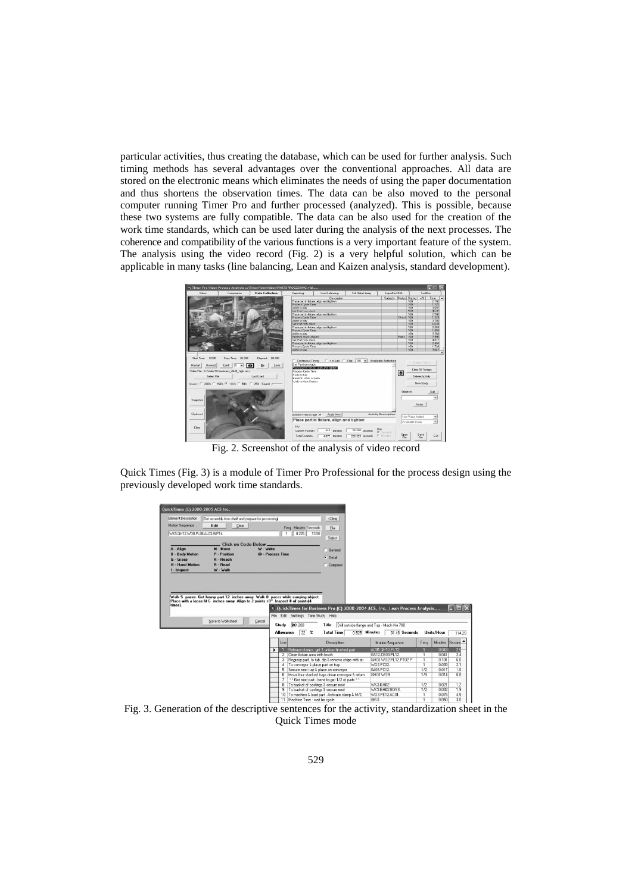particular activities, thus creating the database, which can be used for further analysis. Such timing methods has several advantages over the conventional approaches. All data are stored on the electronic means which eliminates the needs of using the paper documentation and thus shortens the observation times. The data can be also moved to the personal computer running Timer Pro and further processed (analyzed). This is possible, because these two systems are fully compatible. The data can be also used for the creation of the work time standards, which can be used later during the analysis of the next processes. The coherence and compatibility of the various functions is a very important feature of the system. The analysis using the video record (Fig. 2) is a very helpful solution, which can be applicable in many tasks (line balancing, Lean and Kaizen analysis, standard development).

Fig. 2. Screenshot of the analysis of video record

Quick Times (Fig. 3) is a module of Timer Pro Professional for the process design using the previously developed work time standards.

Fig. 3. Generation of the descriptive sentences for the activity, standardization sheet in the Quick Times mode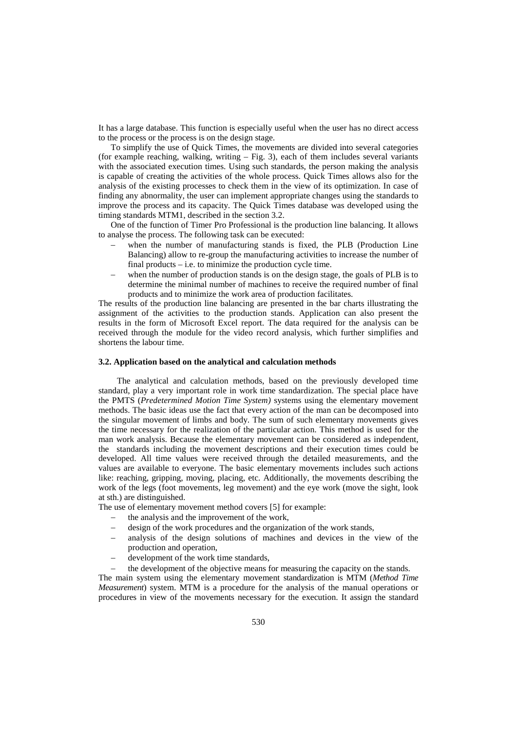It has a large database. This function is especially useful when the user has no direct access to the process or the process is on the design stage.

To simplify the use of Quick Times, the movements are divided into several categories (for example reaching, walking, writing – Fig. 3), each of them includes several variants with the associated execution times. Using such standards, the person making the analysis is capable of creating the activities of the whole process. Quick Times allows also for the analysis of the existing processes to check them in the view of its optimization. In case of finding any abnormality, the user can implement appropriate changes using the standards to improve the process and its capacity. The Quick Times database was developed using the timing standards MTM1, described in the section 3.2.

One of the function of Timer Pro Professional is the production line balancing. It allows to analyse the process. The following task can be executed:

- when the number of manufacturing stands is fixed, the PLB (Production Line Balancing) allow to re-group the manufacturing activities to increase the number of final products – i.e. to minimize the production cycle time.
- when the number of production stands is on the design stage, the goals of PLB is to determine the minimal number of machines to receive the required number of final products and to minimize the work area of production facilitates.

The results of the production line balancing are presented in the bar charts illustrating the assignment of the activities to the production stands. Application can also present the results in the form of Microsoft Excel report. The data required for the analysis can be received through the module for the video record analysis, which further simplifies and shortens the labour time.

### 3.2. Application based on the analytical and calculation methods

The analytical and calculation methods, based on the previously developed time standard, play a very important role in work time standardization. The special place have the PMTS (*Predetermined Motion Time System)* systems using the elementary movement methods. The basic ideas use the fact that every action of the man can be decomposed into the singular movement of limbs and body. The sum of such elementary movements gives the time necessary for the realization of the particular action. This method is used for the man work analysis. Because the elementary movement can be considered as independent, the standards including the movement descriptions and their execution times could be developed. All time values were received through the detailed measurements, and the values are available to everyone. The basic elementary movements includes such actions like: reaching, gripping, moving, placing, etc. Additionally, the movements describing the work of the legs (foot movements, leg movement) and the eye work (move the sight, look at sth.) are distinguished.

The use of elementary movement method covers [5] for example:

- the analysis and the improvement of the work,
- design of the work procedures and the organization of the work stands,
- analysis of the design solutions of machines and devices in the view of the production and operation,
- development of the work time standards,
- the development of the objective means for measuring the capacity on the stands.

The main system using the elementary movement standardization is MTM (*Method Time Measurement*) system. MTM is a procedure for the analysis of the manual operations or procedures in view of the movements necessary for the execution. It assign the standard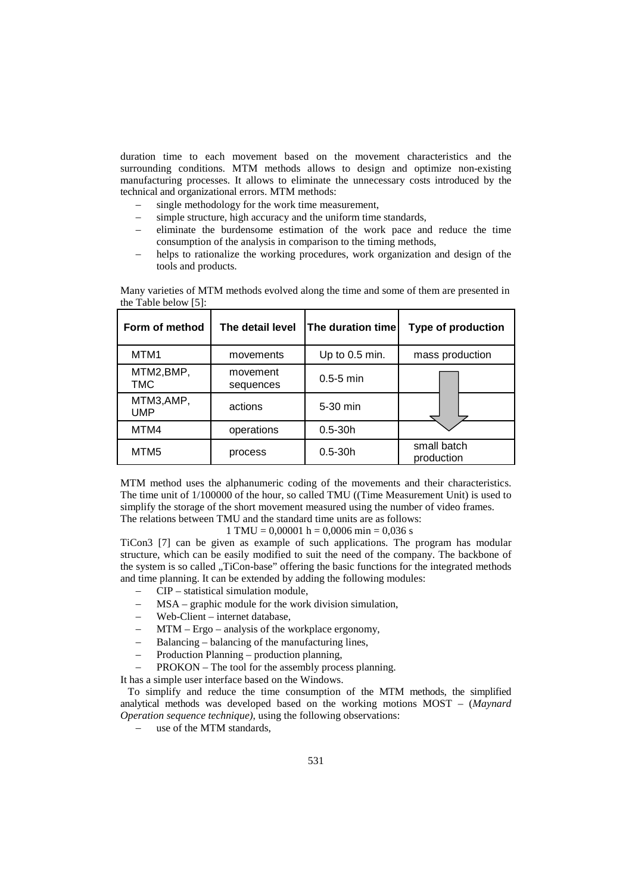duration time to each movement based on the movement characteristics and the surrounding conditions. MTM methods allows to design and optimize non-existing manufacturing processes. It allows to eliminate the unnecessary costs introduced by the technical and organizational errors. MTM methods:

- single methodology for the work time measurement,
- simple structure, high accuracy and the uniform time standards,
- eliminate the burdensome estimation of the work pace and reduce the time consumption of the analysis in comparison to the timing methods,
- helps to rationalize the working procedures, work organization and design of the tools and products.

Many varieties of MTM methods evolved along the time and some of them are presented in the Table below [5]:

| Form of method | The detail level | The duration time | Type of production |
|---|---|---|---|
| MTM1 | movements | Up to 0.5 min. | mass production |
| MTM2,BMP, TMC | movement sequences | 0.5-5 min | |
| MTM3,AMP, UMP | actions | 5-30 min | |
| MTM4 | operations | 0.5-30h | |
| MTM5 | process | 0.5-30h | small batch production |

MTM method uses the alphanumeric coding of the movements and their characteristics. The time unit of 1/100000 of the hour, so called TMU ((Time Measurement Unit) is used to simplify the storage of the short movement measured using the number of video frames. The relations between TMU and the standard time units are as follows:

$$1 \text{ TMU} = 0{,}00001 \text{ h} = 0{,}0006 \text{ min} = 0{,}036 \text{ s}$$

TiCon3 [7] can be given as example of such applications. The program has modular structure, which can be easily modified to suit the need of the company. The backbone of the system is so called „TiCon-base" offering the basic functions for the integrated methods and time planning. It can be extended by adding the following modules:

- CIP – statistical simulation module,
- MSA – graphic module for the work division simulation,
- Web-Client – internet database,
- MTM – Ergo – analysis of the workplace ergonomy,
- Balancing – balancing of the manufacturing lines,
- Production Planning – production planning,
- PROKON – The tool for the assembly process planning.

It has a simple user interface based on the Windows.

To simplify and reduce the time consumption of the MTM methods, the simplified analytical methods was developed based on the working motions MOST – (*Maynard Operation sequence technique)*, using the following observations:

- use of the MTM standards,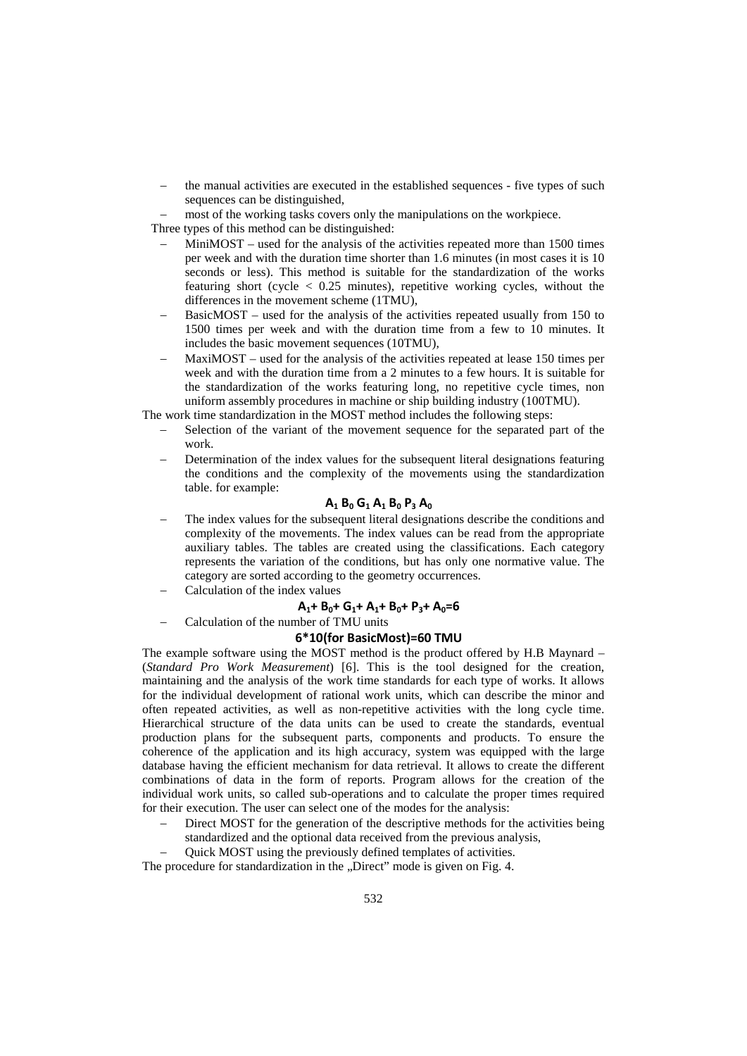- the manual activities are executed in the established sequences - five types of such sequences can be distinguished,
- most of the working tasks covers only the manipulations on the workpiece.

Three types of this method can be distinguished:

- MiniMOST – used for the analysis of the activities repeated more than 1500 times per week and with the duration time shorter than 1.6 minutes (in most cases it is 10 seconds or less). This method is suitable for the standardization of the works featuring short (cycle < 0.25 minutes), repetitive working cycles, without the differences in the movement scheme (1TMU),
- BasicMOST – used for the analysis of the activities repeated usually from 150 to 1500 times per week and with the duration time from a few to 10 minutes. It includes the basic movement sequences (10TMU),
- MaxiMOST – used for the analysis of the activities repeated at lease 150 times per week and with the duration time from a 2 minutes to a few hours. It is suitable for the standardization of the works featuring long, no repetitive cycle times, non uniform assembly procedures in machine or ship building industry (100TMU).

The work time standardization in the MOST method includes the following steps:

- Selection of the variant of the movement sequence for the separated part of the work.
- Determination of the index values for the subsequent literal designations featuring the conditions and the complexity of the movements using the standardization table. for example:

$$A_1\ B_0\ G_1\ A_1\ B_0\ P_3\ A_0$$

- The index values for the subsequent literal designations describe the conditions and complexity of the movements. The index values can be read from the appropriate auxiliary tables. The tables are created using the classifications. Each category represents the variation of the conditions, but has only one normative value. The category are sorted according to the geometry occurrences.
- Calculation of the index values

$$A_1 + B_0 + G_1 + A_1 + B_0 + P_3 + A_0 = 6$$

- Calculation of the number of TMU units

$$6*10(\text{for BasicMost})=60\ \text{TMU}$$

The example software using the MOST method is the product offered by H.B Maynard – (*Standard Pro Work Measurement*) [6]. This is the tool designed for the creation, maintaining and the analysis of the work time standards for each type of works. It allows for the individual development of rational work units, which can describe the minor and often repeated activities, as well as non-repetitive activities with the long cycle time. Hierarchical structure of the data units can be used to create the standards, eventual production plans for the subsequent parts, components and products. To ensure the coherence of the application and its high accuracy, system was equipped with the large database having the efficient mechanism for data retrieval. It allows to create the different combinations of data in the form of reports. Program allows for the creation of the individual work units, so called sub-operations and to calculate the proper times required for their execution. The user can select one of the modes for the analysis:

- Direct MOST for the generation of the descriptive methods for the activities being standardized and the optional data received from the previous analysis,
- Quick MOST using the previously defined templates of activities.

The procedure for standardization in the „Direct" mode is given on Fig. 4.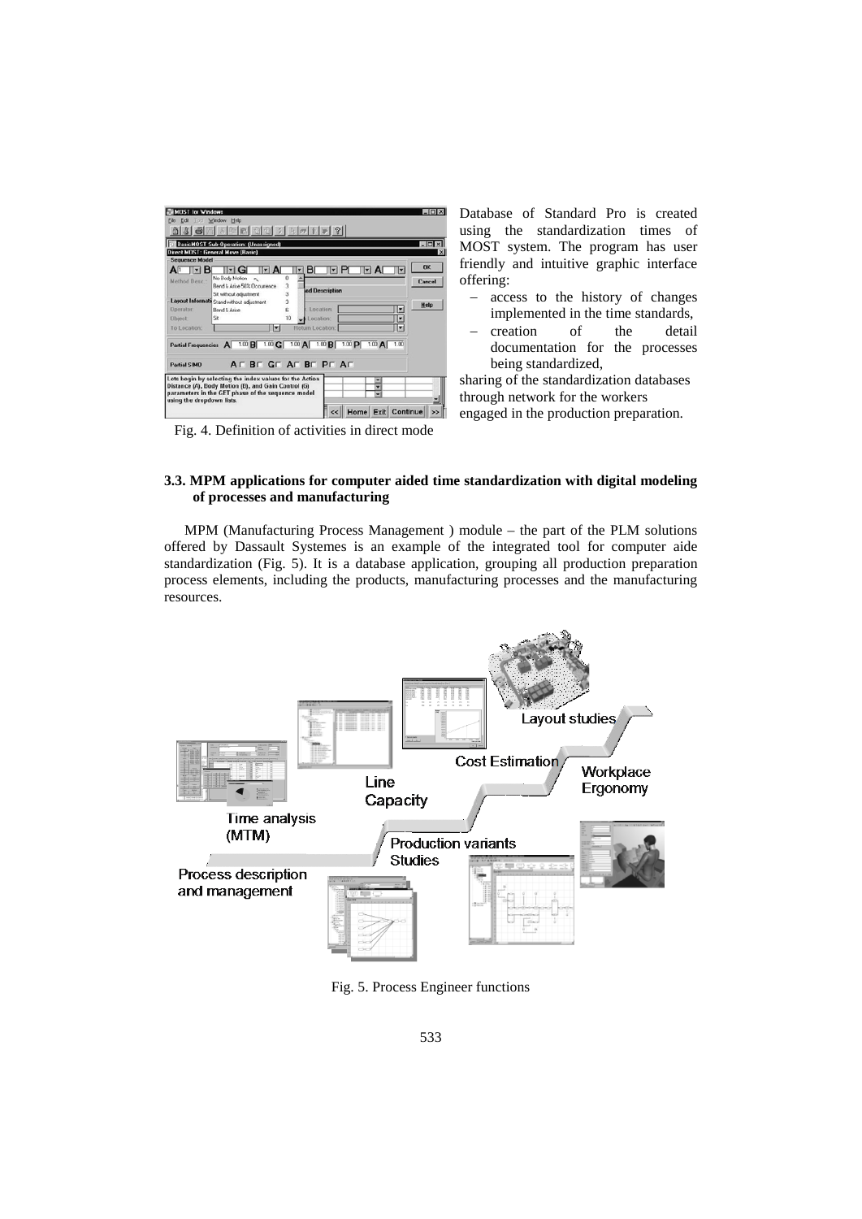Fig. 4. Definition of activities in direct mode

Database of Standard Pro is created using the standardization times of MOST system. The program has user friendly and intuitive graphic interface offering:

- access to the history of changes implemented in the time standards,
- creation of the detail documentation for the processes being standardized,

sharing of the standardization databases through network for the workers engaged in the production preparation.

### 3.3. MPM applications for computer aided time standardization with digital modeling of processes and manufacturing

MPM (Manufacturing Process Management ) module – the part of the PLM solutions offered by Dassault Systemes is an example of the integrated tool for computer aide standardization (Fig. 5). It is a database application, grouping all production preparation process elements, including the products, manufacturing processes and the manufacturing resources.

Fig. 5. Process Engineer functions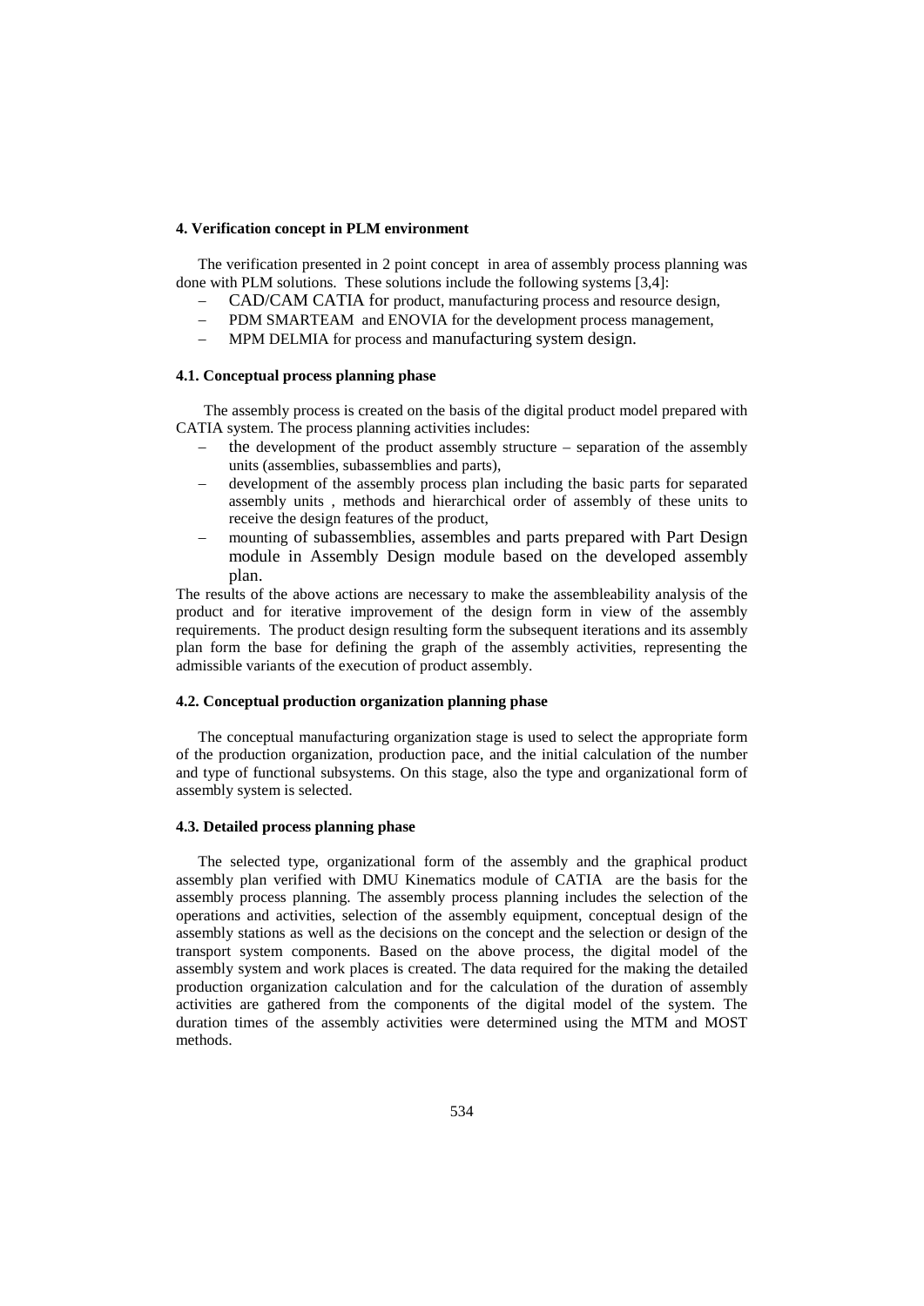### 4. Verification concept in PLM environment

The verification presented in 2 point concept in area of assembly process planning was done with PLM solutions. These solutions include the following systems [3,4]:

- CAD/CAM CATIA for product, manufacturing process and resource design,
- PDM SMARTEAM and ENOVIA for the development process management,
- MPM DELMIA for process and manufacturing system design.

#### 4.1. Conceptual process planning phase

The assembly process is created on the basis of the digital product model prepared with CATIA system. The process planning activities includes:

- the development of the product assembly structure – separation of the assembly units (assemblies, subassemblies and parts),
- development of the assembly process plan including the basic parts for separated assembly units , methods and hierarchical order of assembly of these units to receive the design features of the product,
- mounting of subassemblies, assembles and parts prepared with Part Design module in Assembly Design module based on the developed assembly plan.

The results of the above actions are necessary to make the assembleability analysis of the product and for iterative improvement of the design form in view of the assembly requirements. The product design resulting form the subsequent iterations and its assembly plan form the base for defining the graph of the assembly activities, representing the admissible variants of the execution of product assembly.

#### 4.2. Conceptual production organization planning phase

The conceptual manufacturing organization stage is used to select the appropriate form of the production organization, production pace, and the initial calculation of the number and type of functional subsystems. On this stage, also the type and organizational form of assembly system is selected.

#### 4.3. Detailed process planning phase

The selected type, organizational form of the assembly and the graphical product assembly plan verified with DMU Kinematics module of CATIA are the basis for the assembly process planning. The assembly process planning includes the selection of the operations and activities, selection of the assembly equipment, conceptual design of the assembly stations as well as the decisions on the concept and the selection or design of the transport system components. Based on the above process, the digital model of the assembly system and work places is created. The data required for the making the detailed production organization calculation and for the calculation of the duration of assembly activities are gathered from the components of the digital model of the system. The duration times of the assembly activities were determined using the MTM and MOST methods.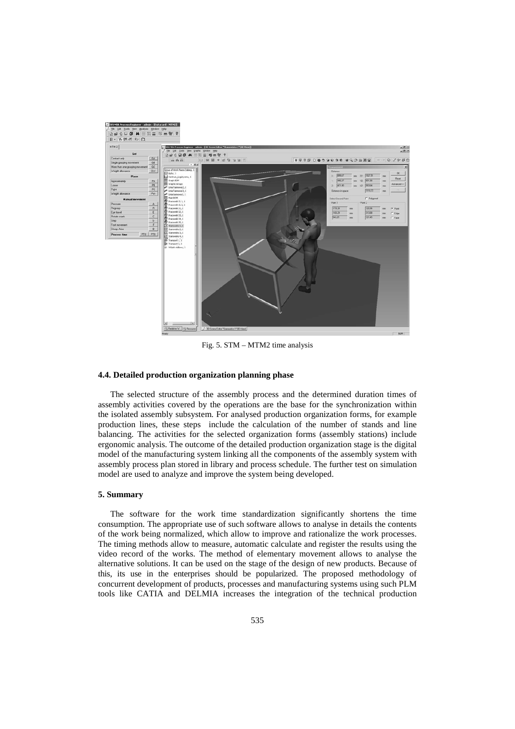Fig. 5. STM – MTM2 time analysis

### 4.4. Detailed production organization planning phase

The selected structure of the assembly process and the determined duration times of assembly activities covered by the operations are the base for the synchronization within the isolated assembly subsystem. For analysed production organization forms, for example production lines, these steps include the calculation of the number of stands and line balancing. The activities for the selected organization forms (assembly stations) include ergonomic analysis. The outcome of the detailed production organization stage is the digital model of the manufacturing system linking all the components of the assembly system with assembly process plan stored in library and process schedule. The further test on simulation model are used to analyze and improve the system being developed.

## 5. Summary

The software for the work time standardization significantly shortens the time consumption. The appropriate use of such software allows to analyse in details the contents of the work being normalized, which allow to improve and rationalize the work processes. The timing methods allow to measure, automatic calculate and register the results using the video record of the works. The method of elementary movement allows to analyse the alternative solutions. It can be used on the stage of the design of new products. Because of this, its use in the enterprises should be popularized. The proposed methodology of concurrent development of products, processes and manufacturing systems using such PLM tools like CATIA and DELMIA increases the integration of the technical production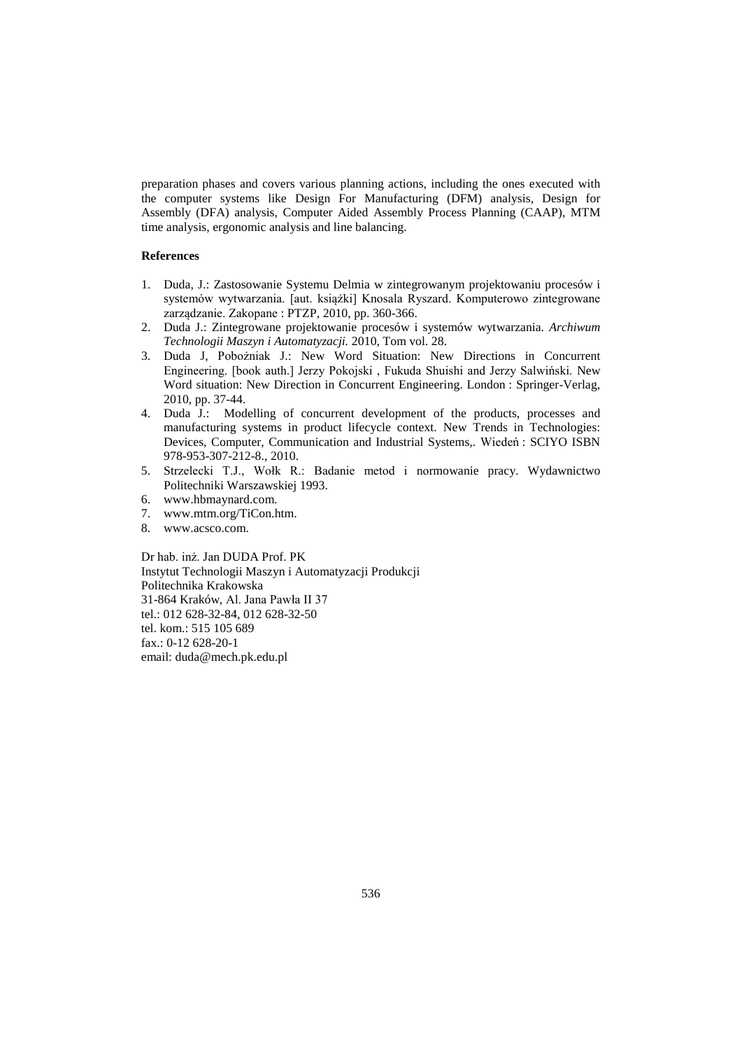preparation phases and covers various planning actions, including the ones executed with the computer systems like Design For Manufacturing (DFM) analysis, Design for Assembly (DFA) analysis, Computer Aided Assembly Process Planning (CAAP), MTM time analysis, ergonomic analysis and line balancing.

**References**

1. Duda, J.: Zastosowanie Systemu Delmia w zintegrowanym projektowaniu procesów i systemów wytwarzania. [aut. książki] Knosala Ryszard. Komputerowo zintegrowane zarządzanie. Zakopane : PTZP, 2010, pp. 360-366.
2. Duda J.: Zintegrowane projektowanie procesów i systemów wytwarzania. *Archiwum Technologii Maszyn i Automatyzacji.* 2010, Tom vol. 28.
3. Duda J, Pobożniak J.: New Word Situation: New Directions in Concurrent Engineering. [book auth.] Jerzy Pokojski , Fukuda Shuishi and Jerzy Salwiński. New Word situation: New Direction in Concurrent Engineering. London : Springer-Verlag, 2010, pp. 37-44.
4. Duda J.: Modelling of concurrent development of the products, processes and manufacturing systems in product lifecycle context. New Trends in Technologies: Devices, Computer, Communication and Industrial Systems,. Wiedeń : SCIYO ISBN 978-953-307-212-8., 2010.
5. Strzelecki T.J., Wołk R.: Badanie metod i normowanie pracy. Wydawnictwo Politechniki Warszawskiej 1993.
6. www.hbmaynard.com.
7. www.mtm.org/TiCon.htm.
8. www.acsco.com.

Dr hab. inż. Jan DUDA Prof. PK
Instytut Technologii Maszyn i Automatyzacji Produkcji
Politechnika Krakowska
31-864 Kraków, Al. Jana Pawła II 37
tel.: 012 628-32-84, 012 628-32-50
tel. kom.: 515 105 689
fax.: 0-12 628-20-1
email: duda@mech.pk.edu.pl